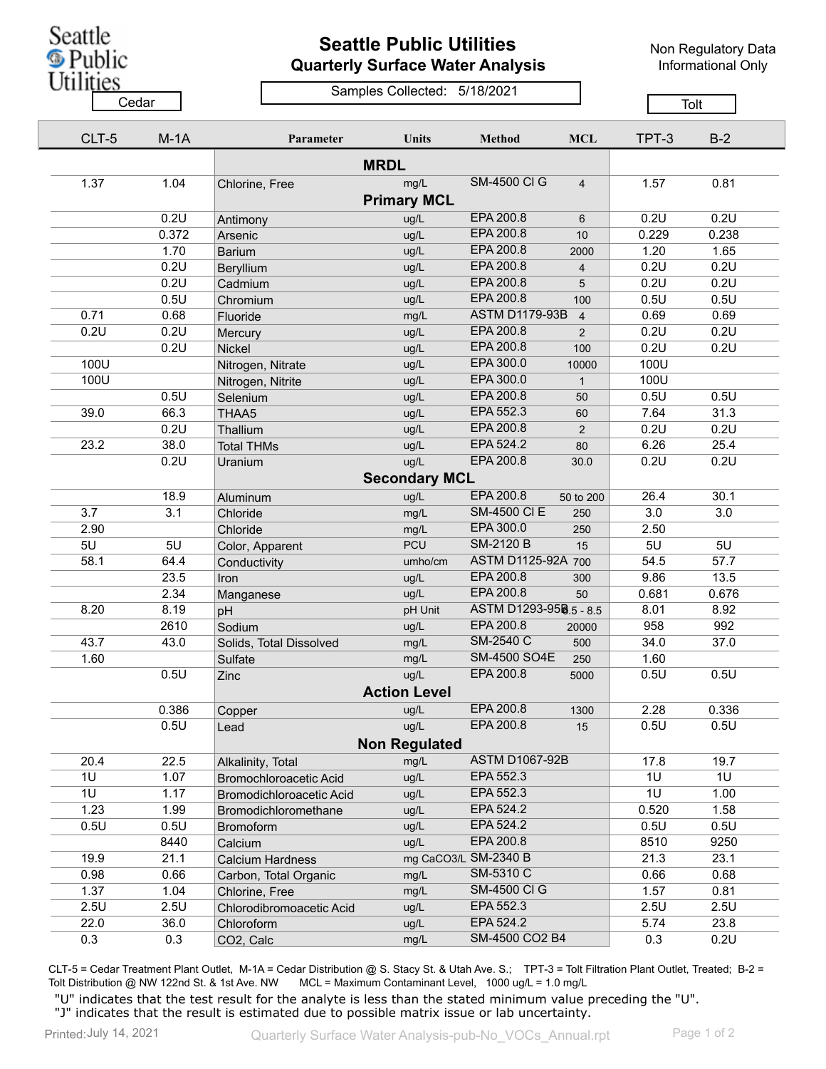# Seattle Public Utilities

## Quarterly Surface Water Analysis

Non Regulatory Data
Informational Only

Samples Collected: 5/18/2021

| Cedar | | | | | | Tolt | |
|---|---|---|---|---|---|---|---|
| **CLT-5** | **M-1A** | **Parameter** | **Units** | **Method** | **MCL** | **TPT-3** | **B-2** |
| | | **MRDL** | | | | | |
| 1.37 | 1.04 | Chlorine, Free | mg/L | SM-4500 Cl G | 4 | 1.57 | 0.81 |
| | | **Primary MCL** | | | | | |
| | 0.2U | Antimony | ug/L | EPA 200.8 | 6 | 0.2U | 0.2U |
| | 0.372 | Arsenic | ug/L | EPA 200.8 | 10 | 0.229 | 0.238 |
| | 1.70 | Barium | ug/L | EPA 200.8 | 2000 | 1.20 | 1.65 |
| | 0.2U | Beryllium | ug/L | EPA 200.8 | 4 | 0.2U | 0.2U |
| | 0.2U | Cadmium | ug/L | EPA 200.8 | 5 | 0.2U | 0.2U |
| | 0.5U | Chromium | ug/L | EPA 200.8 | 100 | 0.5U | 0.5U |
| 0.71 | 0.68 | Fluoride | mg/L | ASTM D1179-93B | 4 | 0.69 | 0.69 |
| 0.2U | 0.2U | Mercury | ug/L | EPA 200.8 | 2 | 0.2U | 0.2U |
| | 0.2U | Nickel | ug/L | EPA 200.8 | 100 | 0.2U | 0.2U |
| 100U | | Nitrogen, Nitrate | ug/L | EPA 300.0 | 10000 | 100U | |
| 100U | | Nitrogen, Nitrite | ug/L | EPA 300.0 | 1 | 100U | |
| | 0.5U | Selenium | ug/L | EPA 200.8 | 50 | 0.5U | 0.5U |
| 39.0 | 66.3 | THAA5 | ug/L | EPA 552.3 | 60 | 7.64 | 31.3 |
| | 0.2U | Thallium | ug/L | EPA 200.8 | 2 | 0.2U | 0.2U |
| 23.2 | 38.0 | Total THMs | ug/L | EPA 524.2 | 80 | 6.26 | 25.4 |
| | 0.2U | Uranium | ug/L | EPA 200.8 | 30.0 | 0.2U | 0.2U |
| | | **Secondary MCL** | | | | | |
| | 18.9 | Aluminum | ug/L | EPA 200.8 | 50 to 200 | 26.4 | 30.1 |
| 3.7 | 3.1 | Chloride | mg/L | SM-4500 Cl E | 250 | 3.0 | 3.0 |
| 2.90 | | Chloride | mg/L | EPA 300.0 | 250 | 2.50 | |
| 5U | 5U | Color, Apparent | PCU | SM-2120 B | 15 | 5U | 5U |
| 58.1 | 64.4 | Conductivity | umho/cm | ASTM D1125-92A | 700 | 54.5 | 57.7 |
| | 23.5 | Iron | ug/L | EPA 200.8 | 300 | 9.86 | 13.5 |
| | 2.34 | Manganese | ug/L | EPA 200.8 | 50 | 0.681 | 0.676 |
| 8.20 | 8.19 | pH | pH Unit | ASTM D1293-95B | 6.5 - 8.5 | 8.01 | 8.92 |
| | 2610 | Sodium | ug/L | EPA 200.8 | 20000 | 958 | 992 |
| 43.7 | 43.0 | Solids, Total Dissolved | mg/L | SM-2540 C | 500 | 34.0 | 37.0 |
| 1.60 | | Sulfate | mg/L | SM-4500 SO4E | 250 | 1.60 | |
| | 0.5U | Zinc | ug/L | EPA 200.8 | 5000 | 0.5U | 0.5U |
| | | **Action Level** | | | | | |
| | 0.386 | Copper | ug/L | EPA 200.8 | 1300 | 2.28 | 0.336 |
| | 0.5U | Lead | ug/L | EPA 200.8 | 15 | 0.5U | 0.5U |
| | | **Non Regulated** | | | | | |
| 20.4 | 22.5 | Alkalinity, Total | mg/L | ASTM D1067-92B | | 17.8 | 19.7 |
| 1U | 1.07 | Bromochloroacetic Acid | ug/L | EPA 552.3 | | 1U | 1U |
| 1U | 1.17 | Bromodichloroacetic Acid | ug/L | EPA 552.3 | | 1U | 1.00 |
| 1.23 | 1.99 | Bromodichloromethane | ug/L | EPA 524.2 | | 0.520 | 1.58 |
| 0.5U | 0.5U | Bromoform | ug/L | EPA 524.2 | | 0.5U | 0.5U |
| | 8440 | Calcium | ug/L | EPA 200.8 | | 8510 | 9250 |
| 19.9 | 21.1 | Calcium Hardness | mg CaCO3/L | SM-2340 B | | 21.3 | 23.1 |
| 0.98 | 0.66 | Carbon, Total Organic | mg/L | SM-5310 C | | 0.66 | 0.68 |
| 1.37 | 1.04 | Chlorine, Free | mg/L | SM-4500 Cl G | | 1.57 | 0.81 |
| 2.5U | 2.5U | Chlorodibromoacetic Acid | ug/L | EPA 552.3 | | 2.5U | 2.5U |
| 22.0 | 36.0 | Chloroform | ug/L | EPA 524.2 | | 5.74 | 23.8 |
| 0.3 | 0.3 | CO2, Calc | mg/L | SM-4500 CO2 B4 | | 0.3 | 0.2U |

CLT-5 = Cedar Treatment Plant Outlet, M-1A = Cedar Distribution @ S. Stacy St. & Utah Ave. S.; TPT-3 = Tolt Filtration Plant Outlet, Treated; B-2 = Tolt Distribution @ NW 122nd St. & 1st Ave. NW MCL = Maximum Contaminant Level, 1000 ug/L = 1.0 mg/L

"U" indicates that the test result for the analyte is less than the stated minimum value preceding the "U".
"J" indicates that the result is estimated due to possible matrix issue or lab uncertainty.

Printed: July 14, 2021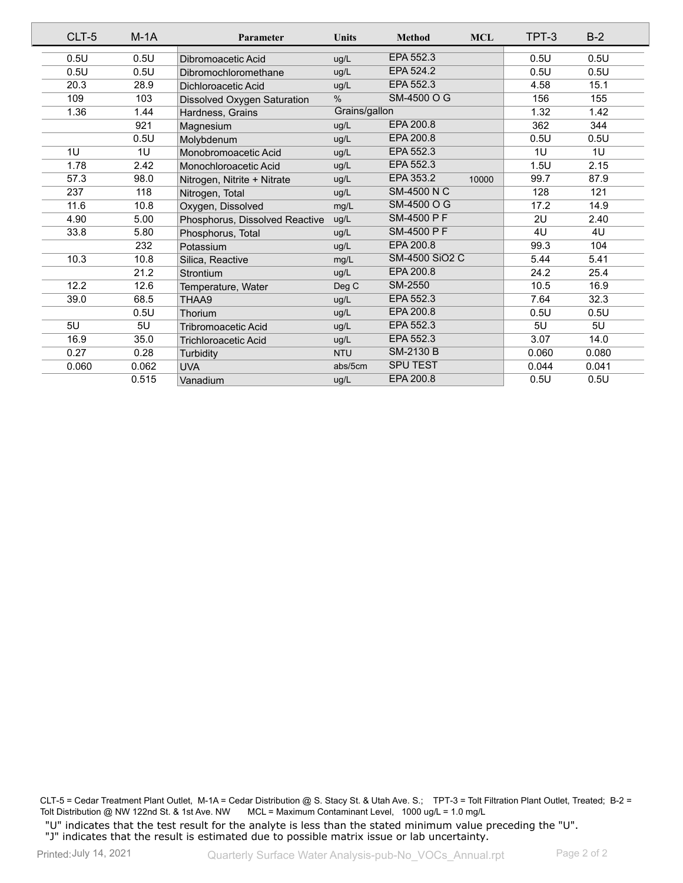| CLT-5 | M-1A | Parameter | Units | Method | MCL | TPT-3 | B-2 |
|---|---|---|---|---|---|---|---|
| 0.5U | 0.5U | Dibromoacetic Acid | ug/L | EPA 552.3 | | 0.5U | 0.5U |
| 0.5U | 0.5U | Dibromochloromethane | ug/L | EPA 524.2 | | 0.5U | 0.5U |
| 20.3 | 28.9 | Dichloroacetic Acid | ug/L | EPA 552.3 | | 4.58 | 15.1 |
| 109 | 103 | Dissolved Oxygen Saturation | % | SM-4500 O G | | 156 | 155 |
| 1.36 | 1.44 | Hardness, Grains | Grains/gallon | | | 1.32 | 1.42 |
| | 921 | Magnesium | ug/L | EPA 200.8 | | 362 | 344 |
| | 0.5U | Molybdenum | ug/L | EPA 200.8 | | 0.5U | 0.5U |
| 1U | 1U | Monobromoacetic Acid | ug/L | EPA 552.3 | | 1U | 1U |
| 1.78 | 2.42 | Monochloroacetic Acid | ug/L | EPA 552.3 | | 1.5U | 2.15 |
| 57.3 | 98.0 | Nitrogen, Nitrite + Nitrate | ug/L | EPA 353.2 | 10000 | 99.7 | 87.9 |
| 237 | 118 | Nitrogen, Total | ug/L | SM-4500 N C | | 128 | 121 |
| 11.6 | 10.8 | Oxygen, Dissolved | mg/L | SM-4500 O G | | 17.2 | 14.9 |
| 4.90 | 5.00 | Phosphorus, Dissolved Reactive | ug/L | SM-4500 P F | | 2U | 2.40 |
| 33.8 | 5.80 | Phosphorus, Total | ug/L | SM-4500 P F | | 4U | 4U |
| | 232 | Potassium | ug/L | EPA 200.8 | | 99.3 | 104 |
| 10.3 | 10.8 | Silica, Reactive | mg/L | SM-4500 SiO2 C | | 5.44 | 5.41 |
| | 21.2 | Strontium | ug/L | EPA 200.8 | | 24.2 | 25.4 |
| 12.2 | 12.6 | Temperature, Water | Deg C | SM-2550 | | 10.5 | 16.9 |
| 39.0 | 68.5 | THAA9 | ug/L | EPA 552.3 | | 7.64 | 32.3 |
| | 0.5U | Thorium | ug/L | EPA 200.8 | | 0.5U | 0.5U |
| 5U | 5U | Tribromoacetic Acid | ug/L | EPA 552.3 | | 5U | 5U |
| 16.9 | 35.0 | Trichloroacetic Acid | ug/L | EPA 552.3 | | 3.07 | 14.0 |
| 0.27 | 0.28 | Turbidity | NTU | SM-2130 B | | 0.060 | 0.080 |
| 0.060 | 0.062 | UVA | abs/5cm | SPU TEST | | 0.044 | 0.041 |
| | 0.515 | Vanadium | ug/L | EPA 200.8 | | 0.5U | 0.5U |

CLT-5 = Cedar Treatment Plant Outlet, M-1A = Cedar Distribution @ S. Stacy St. & Utah Ave. S.; TPT-3 = Tolt Filtration Plant Outlet, Treated; B-2 = Tolt Distribution @ NW 122nd St. & 1st Ave. NW MCL = Maximum Contaminant Level, 1000 ug/L = 1.0 mg/L

"U" indicates that the test result for the analyte is less than the stated minimum value preceding the "U".
"J" indicates that the result is estimated due to possible matrix issue or lab uncertainty.

Printed: July 14, 2021 Quarterly Surface Water Analysis-pub-No_VOCs_Annual.rpt